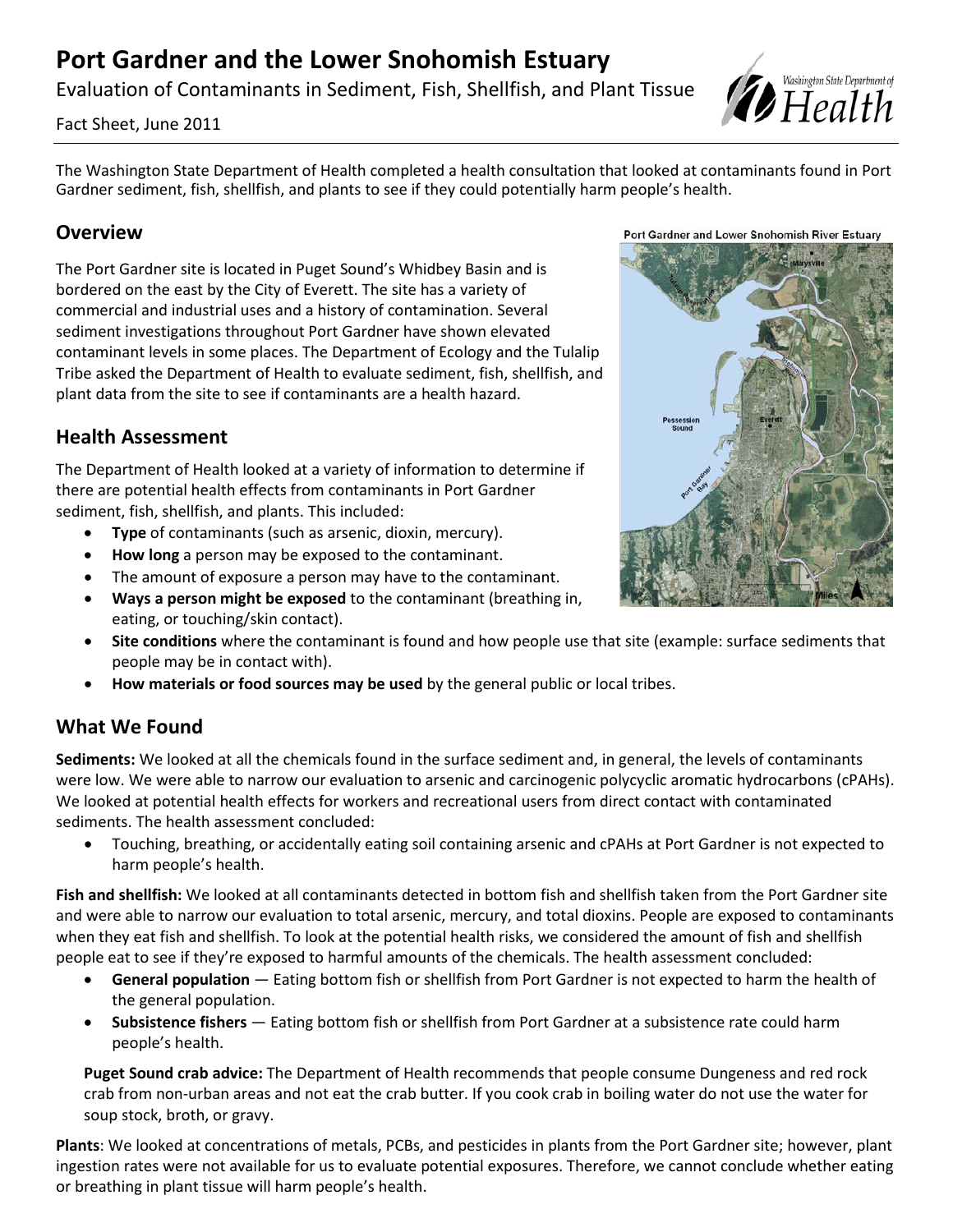# Port Gardner and the Lower Snohomish Estuary

Evaluation of Contaminants in Sediment, Fish, Shellfish, and Plant Tissue

Fact Sheet, June 2011

The Washington State Department of Health completed a health consultation that looked at contaminants found in Port Gardner sediment, fish, shellfish, and plants to see if they could potentially harm people's health.

## Overview

The Port Gardner site is located in Puget Sound's Whidbey Basin and is bordered on the east by the City of Everett. The site has a variety of commercial and industrial uses and a history of contamination. Several sediment investigations throughout Port Gardner have shown elevated contaminant levels in some places. The Department of Ecology and the Tulalip Tribe asked the Department of Health to evaluate sediment, fish, shellfish, and plant data from the site to see if contaminants are a health hazard.

## Health Assessment

The Department of Health looked at a variety of information to determine if there are potential health effects from contaminants in Port Gardner sediment, fish, shellfish, and plants. This included:

- **Type** of contaminants (such as arsenic, dioxin, mercury).
- **How long** a person may be exposed to the contaminant.
- The amount of exposure a person may have to the contaminant.
- **Ways a person might be exposed** to the contaminant (breathing in, eating, or touching/skin contact).
- **Site conditions** where the contaminant is found and how people use that site (example: surface sediments that people may be in contact with).
- **How materials or food sources may be used** by the general public or local tribes.

## What We Found

**Sediments:** We looked at all the chemicals found in the surface sediment and, in general, the levels of contaminants were low. We were able to narrow our evaluation to arsenic and carcinogenic polycyclic aromatic hydrocarbons (cPAHs). We looked at potential health effects for workers and recreational users from direct contact with contaminated sediments. The health assessment concluded:

- Touching, breathing, or accidentally eating soil containing arsenic and cPAHs at Port Gardner is not expected to harm people's health.

**Fish and shellfish:** We looked at all contaminants detected in bottom fish and shellfish taken from the Port Gardner site and were able to narrow our evaluation to total arsenic, mercury, and total dioxins. People are exposed to contaminants when they eat fish and shellfish. To look at the potential health risks, we considered the amount of fish and shellfish people eat to see if they're exposed to harmful amounts of the chemicals. The health assessment concluded:

- **General population** — Eating bottom fish or shellfish from Port Gardner is not expected to harm the health of the general population.
- **Subsistence fishers** — Eating bottom fish or shellfish from Port Gardner at a subsistence rate could harm people's health.

**Puget Sound crab advice:** The Department of Health recommends that people consume Dungeness and red rock crab from non-urban areas and not eat the crab butter. If you cook crab in boiling water do not use the water for soup stock, broth, or gravy.

**Plants**: We looked at concentrations of metals, PCBs, and pesticides in plants from the Port Gardner site; however, plant ingestion rates were not available for us to evaluate potential exposures. Therefore, we cannot conclude whether eating or breathing in plant tissue will harm people's health.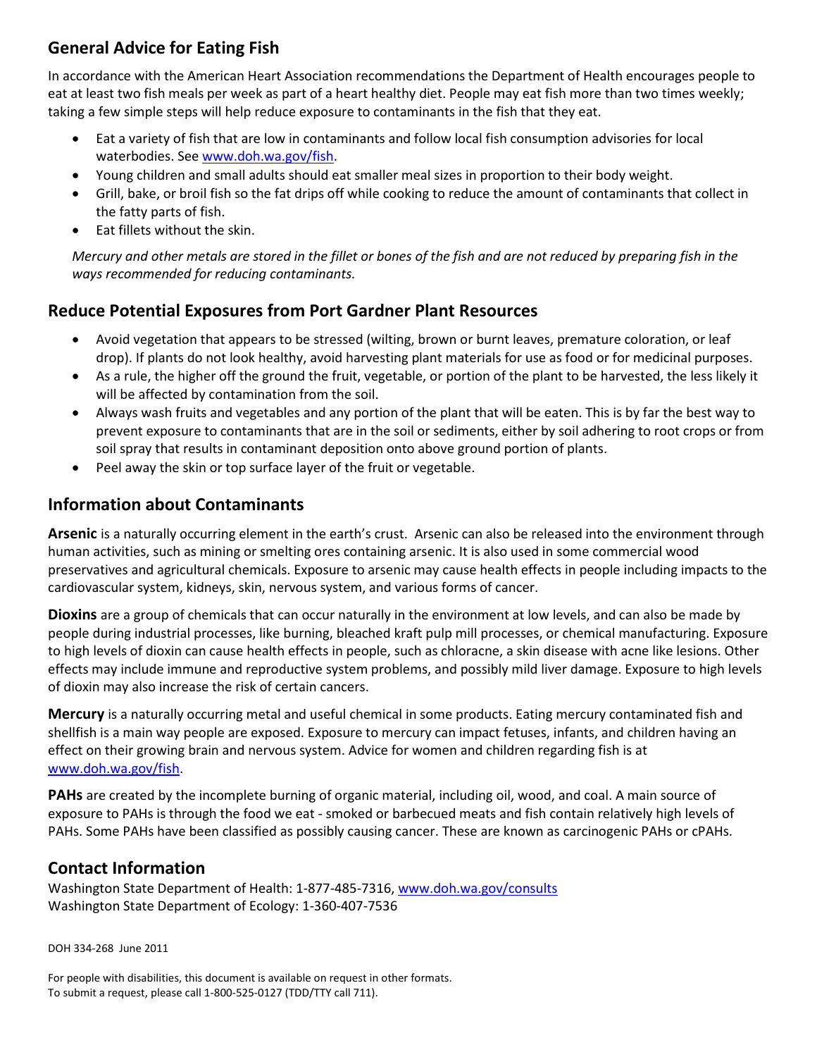## General Advice for Eating Fish

In accordance with the American Heart Association recommendations the Department of Health encourages people to eat at least two fish meals per week as part of a heart healthy diet. People may eat fish more than two times weekly; taking a few simple steps will help reduce exposure to contaminants in the fish that they eat.

- Eat a variety of fish that are low in contaminants and follow local fish consumption advisories for local waterbodies. See www.doh.wa.gov/fish.
- Young children and small adults should eat smaller meal sizes in proportion to their body weight.
- Grill, bake, or broil fish so the fat drips off while cooking to reduce the amount of contaminants that collect in the fatty parts of fish.
- Eat fillets without the skin.

*Mercury and other metals are stored in the fillet or bones of the fish and are not reduced by preparing fish in the ways recommended for reducing contaminants.*

## Reduce Potential Exposures from Port Gardner Plant Resources

- Avoid vegetation that appears to be stressed (wilting, brown or burnt leaves, premature coloration, or leaf drop). If plants do not look healthy, avoid harvesting plant materials for use as food or for medicinal purposes.
- As a rule, the higher off the ground the fruit, vegetable, or portion of the plant to be harvested, the less likely it will be affected by contamination from the soil.
- Always wash fruits and vegetables and any portion of the plant that will be eaten. This is by far the best way to prevent exposure to contaminants that are in the soil or sediments, either by soil adhering to root crops or from soil spray that results in contaminant deposition onto above ground portion of plants.
- Peel away the skin or top surface layer of the fruit or vegetable.

## Information about Contaminants

**Arsenic** is a naturally occurring element in the earth's crust. Arsenic can also be released into the environment through human activities, such as mining or smelting ores containing arsenic. It is also used in some commercial wood preservatives and agricultural chemicals. Exposure to arsenic may cause health effects in people including impacts to the cardiovascular system, kidneys, skin, nervous system, and various forms of cancer.

**Dioxins** are a group of chemicals that can occur naturally in the environment at low levels, and can also be made by people during industrial processes, like burning, bleached kraft pulp mill processes, or chemical manufacturing. Exposure to high levels of dioxin can cause health effects in people, such as chloracne, a skin disease with acne like lesions. Other effects may include immune and reproductive system problems, and possibly mild liver damage. Exposure to high levels of dioxin may also increase the risk of certain cancers.

**Mercury** is a naturally occurring metal and useful chemical in some products. Eating mercury contaminated fish and shellfish is a main way people are exposed. Exposure to mercury can impact fetuses, infants, and children having an effect on their growing brain and nervous system. Advice for women and children regarding fish is at www.doh.wa.gov/fish.

**PAHs** are created by the incomplete burning of organic material, including oil, wood, and coal. A main source of exposure to PAHs is through the food we eat - smoked or barbecued meats and fish contain relatively high levels of PAHs. Some PAHs have been classified as possibly causing cancer. These are known as carcinogenic PAHs or cPAHs.

## Contact Information

Washington State Department of Health: 1-877-485-7316, www.doh.wa.gov/consults
Washington State Department of Ecology: 1-360-407-7536

DOH 334-268 June 2011

For people with disabilities, this document is available on request in other formats.
To submit a request, please call 1-800-525-0127 (TDD/TTY call 711).